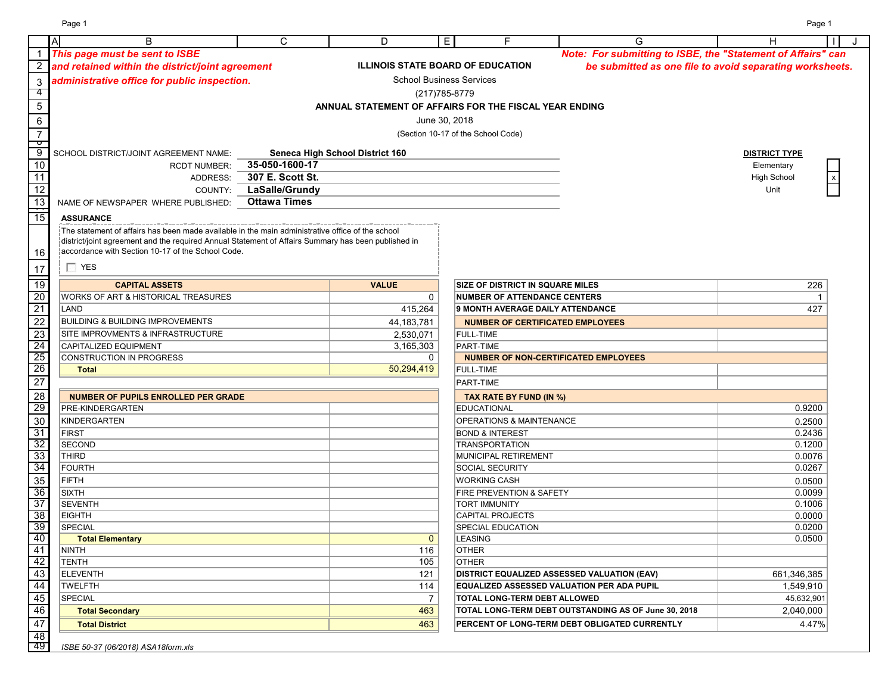*This page must be sent to ISBE and retained within the district/joint agreement administrative office for public inspection.*

*Note: For submitting to ISBE, the "Statement of Affairs" can be submitted as one file to avoid separating worksheets.*

**ILLINOIS STATE BOARD OF EDUCATION**

School Business Services

(217)785-8779

**ANNUAL STATEMENT OF AFFAIRS FOR THE FISCAL YEAR ENDING**

June 30, 2018

(Section 10-17 of the School Code)

SCHOOL DISTRICT/JOINT AGREEMENT NAME: **Seneca High School District 160**

RCDT NUMBER: **35-050-1600-17**

ADDRESS: **307 E. Scott St.**

COUNTY: **LaSalle/Grundy**

NAME OF NEWSPAPER WHERE PUBLISHED: **Ottawa Times**

**DISTRICT TYPE**

| Type | |
|---|---|
| Elementary | |
| High School | x |
| Unit | |

**ASSURANCE**

The statement of affairs has been made available in the main administrative office of the school district/joint agreement and the required Annual Statement of Affairs Summary has been published in accordance with Section 10-17 of the School Code.

☐ YES

| CAPITAL ASSETS | VALUE |
|---|---|
| WORKS OF ART & HISTORICAL TREASURES | 0 |
| LAND | 415,264 |
| BUILDING & BUILDING IMPROVEMENTS | 44,183,781 |
| SITE IMPROVMENTS & INFRASTRUCTURE | 2,530,071 |
| CAPITALIZED EQUIPMENT | 3,165,303 |
| CONSTRUCTION IN PROGRESS | 0 |
| **Total** | 50,294,419 |

| | |
|---|---|
| **SIZE OF DISTRICT IN SQUARE MILES** | 226 |
| **NUMBER OF ATTENDANCE CENTERS** | 1 |
| **9 MONTH AVERAGE DAILY ATTENDANCE** | 427 |
| **NUMBER OF CERTIFICATED EMPLOYEES** | |
| FULL-TIME | |
| PART-TIME | |
| **NUMBER OF NON-CERTIFICATED EMPLOYEES** | |
| FULL-TIME | |
| PART-TIME | |

| NUMBER OF PUPILS ENROLLED PER GRADE | |
|---|---|
| PRE-KINDERGARTEN | |
| KINDERGARTEN | |
| FIRST | |
| SECOND | |
| THIRD | |
| FOURTH | |
| FIFTH | |
| SIXTH | |
| SEVENTH | |
| EIGHTH | |
| SPECIAL | |
| **Total Elementary** | 0 |
| NINTH | 116 |
| TENTH | 105 |
| ELEVENTH | 121 |
| TWELFTH | 114 |
| SPECIAL | 7 |
| **Total Secondary** | 463 |
| **Total District** | 463 |

| TAX RATE BY FUND (IN %) | |
|---|---|
| EDUCATIONAL | 0.9200 |
| OPERATIONS & MAINTENANCE | 0.2500 |
| BOND & INTEREST | 0.2436 |
| TRANSPORTATION | 0.1200 |
| MUNICIPAL RETIREMENT | 0.0076 |
| SOCIAL SECURITY | 0.0267 |
| WORKING CASH | 0.0500 |
| FIRE PREVENTION & SAFETY | 0.0099 |
| TORT IMMUNITY | 0.1006 |
| CAPITAL PROJECTS | 0.0000 |
| SPECIAL EDUCATION | 0.0200 |
| LEASING | 0.0500 |
| OTHER | |
| OTHER | |
| **DISTRICT EQUALIZED ASSESSED VALUATION (EAV)** | 661,346,385 |
| **EQUALIZED ASSESSED VALUATION PER ADA PUPIL** | 1,549,910 |
| **TOTAL LONG-TERM DEBT ALLOWED** | 45,632,901 |
| **TOTAL LONG-TERM DEBT OUTSTANDING AS OF June 30, 2018** | 2,040,000 |
| **PERCENT OF LONG-TERM DEBT OBLIGATED CURRENTLY** | 4.47% |

*ISBE 50-37 (06/2018) ASA18form.xls*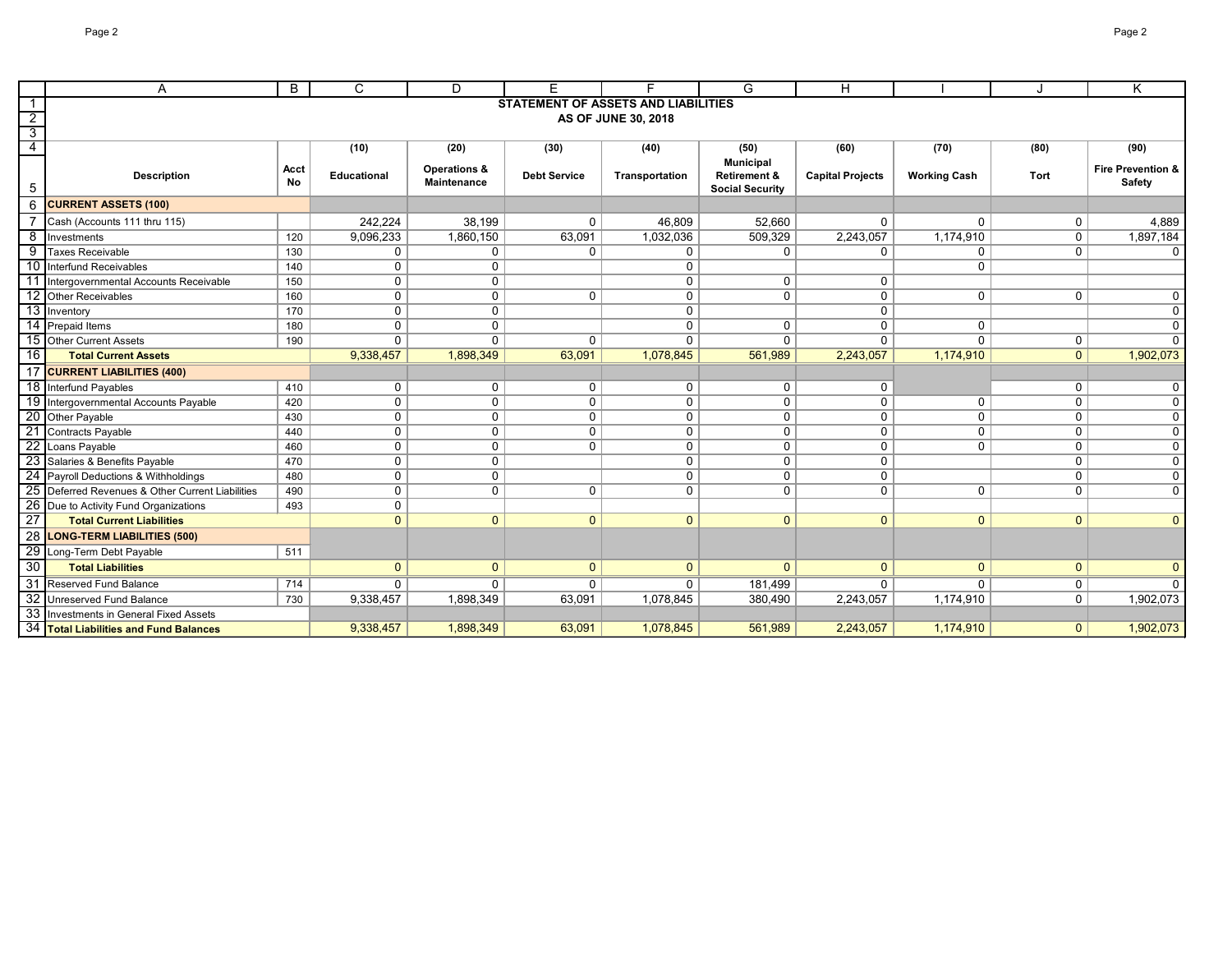# STATEMENT OF ASSETS AND LIABILITIES
## AS OF JUNE 30, 2018

| | A | B | C | D | E | F | G | H | I | J | K |
|---|---|---|---|---|---|---|---|---|---|---|---|
| 4 | | | (10) | (20) | (30) | (40) | (50) | (60) | (70) | (80) | (90) |
| 5 | **Description** | **Acct No** | **Educational** | **Operations & Maintenance** | **Debt Service** | **Transportation** | **Municipal Retirement & Social Security** | **Capital Projects** | **Working Cash** | **Tort** | **Fire Prevention & Safety** |
| 6 | **CURRENT ASSETS (100)** | | | | | | | | | | |
| 7 | Cash (Accounts 111 thru 115) | | 242,224 | 38,199 | 0 | 46,809 | 52,660 | 0 | 0 | 0 | 4,889 |
| 8 | Investments | 120 | 9,096,233 | 1,860,150 | 63,091 | 1,032,036 | 509,329 | 2,243,057 | 1,174,910 | 0 | 1,897,184 |
| 9 | Taxes Receivable | 130 | 0 | 0 | 0 | 0 | 0 | 0 | 0 | 0 | 0 |
| 10 | Interfund Receivables | 140 | 0 | 0 | | 0 | | | 0 | | |
| 11 | Intergovernmental Accounts Receivable | 150 | 0 | 0 | | 0 | 0 | 0 | | | |
| 12 | Other Receivables | 160 | 0 | 0 | 0 | 0 | 0 | 0 | 0 | 0 | 0 |
| 13 | Inventory | 170 | 0 | 0 | | 0 | | 0 | | | 0 |
| 14 | Prepaid Items | 180 | 0 | 0 | | 0 | 0 | 0 | 0 | | 0 |
| 15 | Other Current Assets | 190 | 0 | 0 | 0 | 0 | 0 | 0 | 0 | 0 | 0 |
| 16 | **Total Current Assets** | | 9,338,457 | 1,898,349 | 63,091 | 1,078,845 | 561,989 | 2,243,057 | 1,174,910 | 0 | 1,902,073 |
| 17 | **CURRENT LIABILITIES (400)** | | | | | | | | | | |
| 18 | Interfund Payables | 410 | 0 | 0 | 0 | 0 | 0 | 0 | | 0 | 0 |
| 19 | Intergovernmental Accounts Payable | 420 | 0 | 0 | 0 | 0 | 0 | 0 | 0 | 0 | 0 |
| 20 | Other Payable | 430 | 0 | 0 | 0 | 0 | 0 | 0 | 0 | 0 | 0 |
| 21 | Contracts Payable | 440 | 0 | 0 | 0 | 0 | 0 | 0 | 0 | 0 | 0 |
| 22 | Loans Payable | 460 | 0 | 0 | 0 | 0 | 0 | 0 | 0 | 0 | 0 |
| 23 | Salaries & Benefits Payable | 470 | 0 | 0 | | 0 | 0 | 0 | | 0 | 0 |
| 24 | Payroll Deductions & Withholdings | 480 | 0 | 0 | | 0 | 0 | 0 | | 0 | 0 |
| 25 | Deferred Revenues & Other Current Liabilities | 490 | 0 | 0 | 0 | 0 | 0 | 0 | 0 | 0 | 0 |
| 26 | Due to Activity Fund Organizations | 493 | 0 | | | | | | | | |
| 27 | **Total Current Liabilities** | | 0 | 0 | 0 | 0 | 0 | 0 | 0 | 0 | 0 |
| 28 | **LONG-TERM LIABILITIES (500)** | | | | | | | | | | |
| 29 | Long-Term Debt Payable | 511 | | | | | | | | | |
| 30 | **Total Liabilities** | | 0 | 0 | 0 | 0 | 0 | 0 | 0 | 0 | 0 |
| 31 | Reserved Fund Balance | 714 | 0 | 0 | 0 | 0 | 181,499 | 0 | 0 | 0 | 0 |
| 32 | Unreserved Fund Balance | 730 | 9,338,457 | 1,898,349 | 63,091 | 1,078,845 | 380,490 | 2,243,057 | 1,174,910 | 0 | 1,902,073 |
| 33 | Investments in General Fixed Assets | | | | | | | | | | |
| 34 | **Total Liabilities and Fund Balances** | | 9,338,457 | 1,898,349 | 63,091 | 1,078,845 | 561,989 | 2,243,057 | 1,174,910 | 0 | 1,902,073 |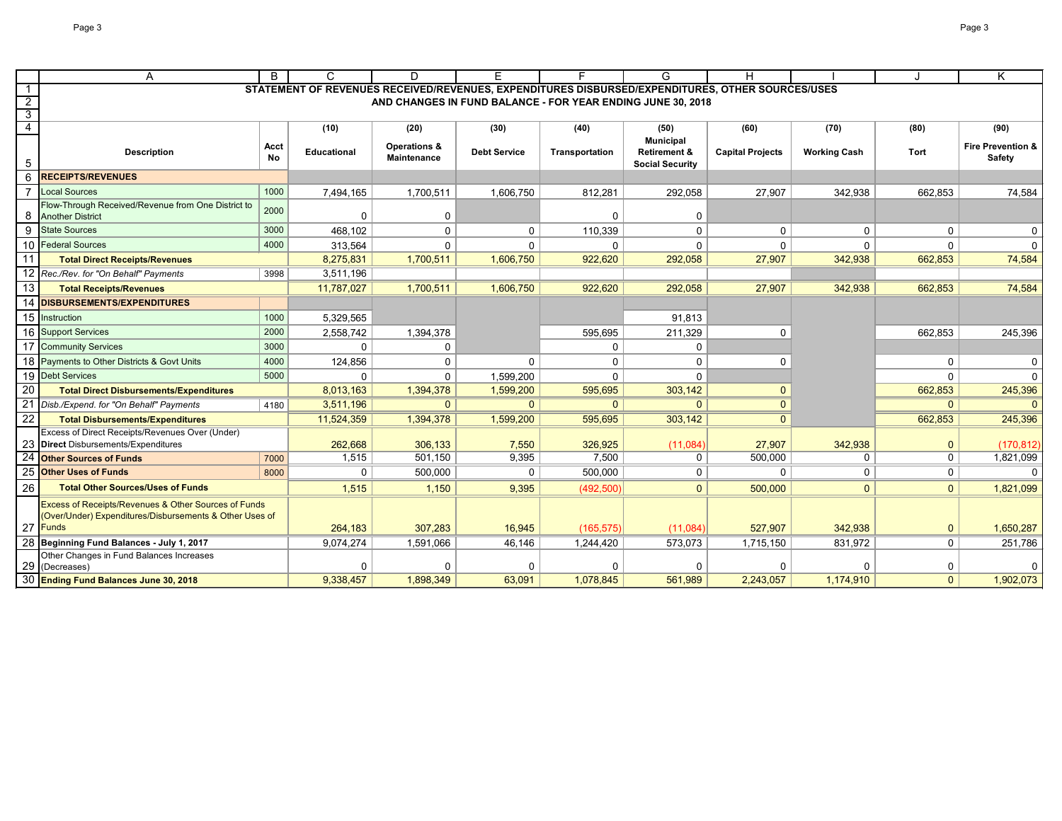## STATEMENT OF REVENUES RECEIVED/REVENUES, EXPENDITURES DISBURSED/EXPENDITURES, OTHER SOURCES/USES AND CHANGES IN FUND BALANCE - FOR YEAR ENDING JUNE 30, 2018

| | Description | Acct No | (10) Educational | (20) Operations & Maintenance | (30) Debt Service | (40) Transportation | (50) Municipal Retirement & Social Security | (60) Capital Projects | (70) Working Cash | (80) Tort | (90) Fire Prevention & Safety |
|---|---|---|---|---|---|---|---|---|---|---|---|
| 6 | **RECEIPTS/REVENUES** | | | | | | | | | | |
| 7 | Local Sources | 1000 | 7,494,165 | 1,700,511 | 1,606,750 | 812,281 | 292,058 | 27,907 | 342,938 | 662,853 | 74,584 |
| 8 | Flow-Through Received/Revenue from One District to Another District | 2000 | 0 | 0 | | 0 | 0 | | | | |
| 9 | State Sources | 3000 | 468,102 | 0 | 0 | 110,339 | 0 | 0 | 0 | 0 | 0 |
| 10 | Federal Sources | 4000 | 313,564 | 0 | 0 | 0 | 0 | 0 | 0 | 0 | 0 |
| 11 | **Total Direct Receipts/Revenues** | | 8,275,831 | 1,700,511 | 1,606,750 | 922,620 | 292,058 | 27,907 | 342,938 | 662,853 | 74,584 |
| 12 | *Rec./Rev. for "On Behalf" Payments* | 3998 | 3,511,196 | | | | | | | | |
| 13 | **Total Receipts/Revenues** | | 11,787,027 | 1,700,511 | 1,606,750 | 922,620 | 292,058 | 27,907 | 342,938 | 662,853 | 74,584 |
| 14 | **DISBURSEMENTS/EXPENDITURES** | | | | | | | | | | |
| 15 | Instruction | 1000 | 5,329,565 | | | | 91,813 | | | | |
| 16 | Support Services | 2000 | 2,558,742 | 1,394,378 | | 595,695 | 211,329 | 0 | | 662,853 | 245,396 |
| 17 | Community Services | 3000 | 0 | 0 | | 0 | 0 | | | | |
| 18 | Payments to Other Districts & Govt Units | 4000 | 124,856 | 0 | 0 | 0 | 0 | 0 | | 0 | 0 |
| 19 | Debt Services | 5000 | 0 | 0 | 1,599,200 | 0 | 0 | | | 0 | 0 |
| 20 | **Total Direct Disbursements/Expenditures** | | 8,013,163 | 1,394,378 | 1,599,200 | 595,695 | 303,142 | 0 | | 662,853 | 245,396 |
| 21 | *Disb./Expend. for "On Behalf" Payments* | 4180 | 3,511,196 | 0 | 0 | 0 | 0 | 0 | | 0 | 0 |
| 22 | **Total Disbursements/Expenditures** | | 11,524,359 | 1,394,378 | 1,599,200 | 595,695 | 303,142 | 0 | | 662,853 | 245,396 |
| 23 | Excess of Direct Receipts/Revenues Over (Under) **Direct** Disbursements/Expenditures | | 262,668 | 306,133 | 7,550 | 326,925 | (11,084) | 27,907 | 342,938 | 0 | (170,812) |
| 24 | **Other Sources of Funds** | 7000 | 1,515 | 501,150 | 9,395 | 7,500 | 0 | 500,000 | 0 | 0 | 1,821,099 |
| 25 | **Other Uses of Funds** | 8000 | 0 | 500,000 | 0 | 500,000 | 0 | 0 | 0 | 0 | 0 |
| 26 | **Total Other Sources/Uses of Funds** | | 1,515 | 1,150 | 9,395 | (492,500) | 0 | 500,000 | 0 | 0 | 1,821,099 |
| 27 | Excess of Receipts/Revenues & Other Sources of Funds (Over/Under) Expenditures/Disbursements & Other Uses of Funds | | 264,183 | 307,283 | 16,945 | (165,575) | (11,084) | 527,907 | 342,938 | 0 | 1,650,287 |
| 28 | **Beginning Fund Balances - July 1, 2017** | | 9,074,274 | 1,591,066 | 46,146 | 1,244,420 | 573,073 | 1,715,150 | 831,972 | 0 | 251,786 |
| 29 | Other Changes in Fund Balances Increases (Decreases) | | 0 | 0 | 0 | 0 | 0 | 0 | 0 | 0 | 0 |
| 30 | **Ending Fund Balances June 30, 2018** | | 9,338,457 | 1,898,349 | 63,091 | 1,078,845 | 561,989 | 2,243,057 | 1,174,910 | 0 | 1,902,073 |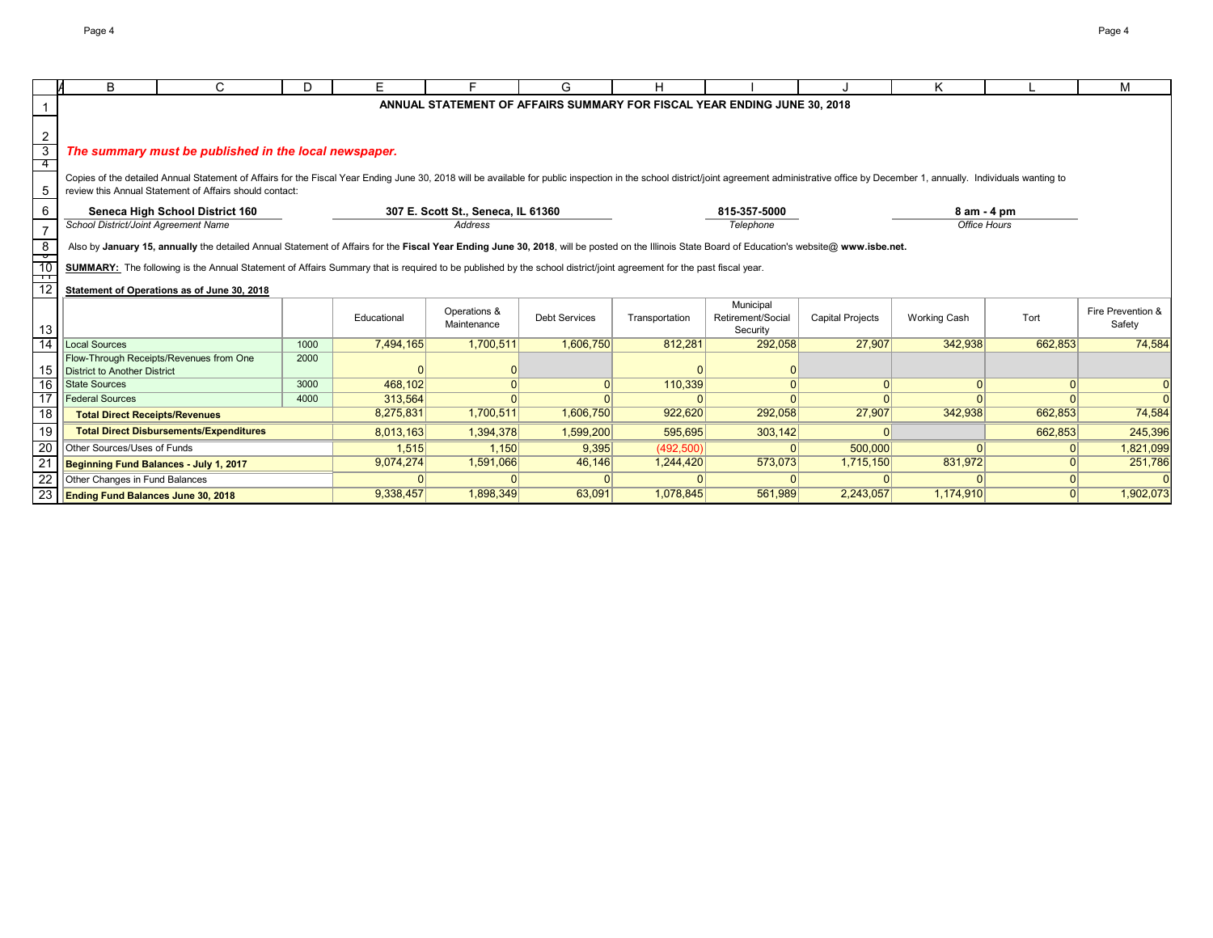# ANNUAL STATEMENT OF AFFAIRS SUMMARY FOR FISCAL YEAR ENDING JUNE 30, 2018

*The summary must be published in the local newspaper.*

Copies of the detailed Annual Statement of Affairs for the Fiscal Year Ending June 30, 2018 will be available for public inspection in the school district/joint agreement administrative office by December 1, annually. Individuals wanting to review this Annual Statement of Affairs should contact:

| School District/Joint Agreement Name | Address | Telephone | Office Hours |
|---|---|---|---|
| **Seneca High School District 160** | **307 E. Scott St., Seneca, IL 61360** | **815-357-5000** | **8 am - 4 pm** |

Also by **January 15, annually** the detailed Annual Statement of Affairs for the **Fiscal Year Ending June 30, 2018**, will be posted on the Illinois State Board of Education's website@ **www.isbe.net.**

**SUMMARY:** The following is the Annual Statement of Affairs Summary that is required to be published by the school district/joint agreement for the past fiscal year.

**Statement of Operations as of June 30, 2018**

| | | Educational | Operations & Maintenance | Debt Services | Transportation | Municipal Retirement/Social Security | Capital Projects | Working Cash | Tort | Fire Prevention & Safety |
|---|---|---|---|---|---|---|---|---|---|---|
| Local Sources | 1000 | 7,494,165 | 1,700,511 | 1,606,750 | 812,281 | 292,058 | 27,907 | 342,938 | 662,853 | 74,584 |
| Flow-Through Receipts/Revenues from One District to Another District | 2000 | 0 | 0 | | 0 | 0 | | | | |
| State Sources | 3000 | 468,102 | 0 | 0 | 110,339 | 0 | 0 | 0 | 0 | 0 |
| Federal Sources | 4000 | 313,564 | 0 | 0 | 0 | 0 | 0 | 0 | 0 | 0 |
| **Total Direct Receipts/Revenues** | | 8,275,831 | 1,700,511 | 1,606,750 | 922,620 | 292,058 | 27,907 | 342,938 | 662,853 | 74,584 |
| **Total Direct Disbursements/Expenditures** | | 8,013,163 | 1,394,378 | 1,599,200 | 595,695 | 303,142 | 0 | | 662,853 | 245,396 |
| Other Sources/Uses of Funds | | 1,515 | 1,150 | 9,395 | (492,500) | 0 | 500,000 | 0 | 0 | 1,821,099 |
| **Beginning Fund Balances - July 1, 2017** | | 9,074,274 | 1,591,066 | 46,146 | 1,244,420 | 573,073 | 1,715,150 | 831,972 | 0 | 251,786 |
| Other Changes in Fund Balances | | 0 | 0 | 0 | 0 | 0 | 0 | 0 | 0 | 0 |
| **Ending Fund Balances June 30, 2018** | | 9,338,457 | 1,898,349 | 63,091 | 1,078,845 | 561,989 | 2,243,057 | 1,174,910 | 0 | 1,902,073 |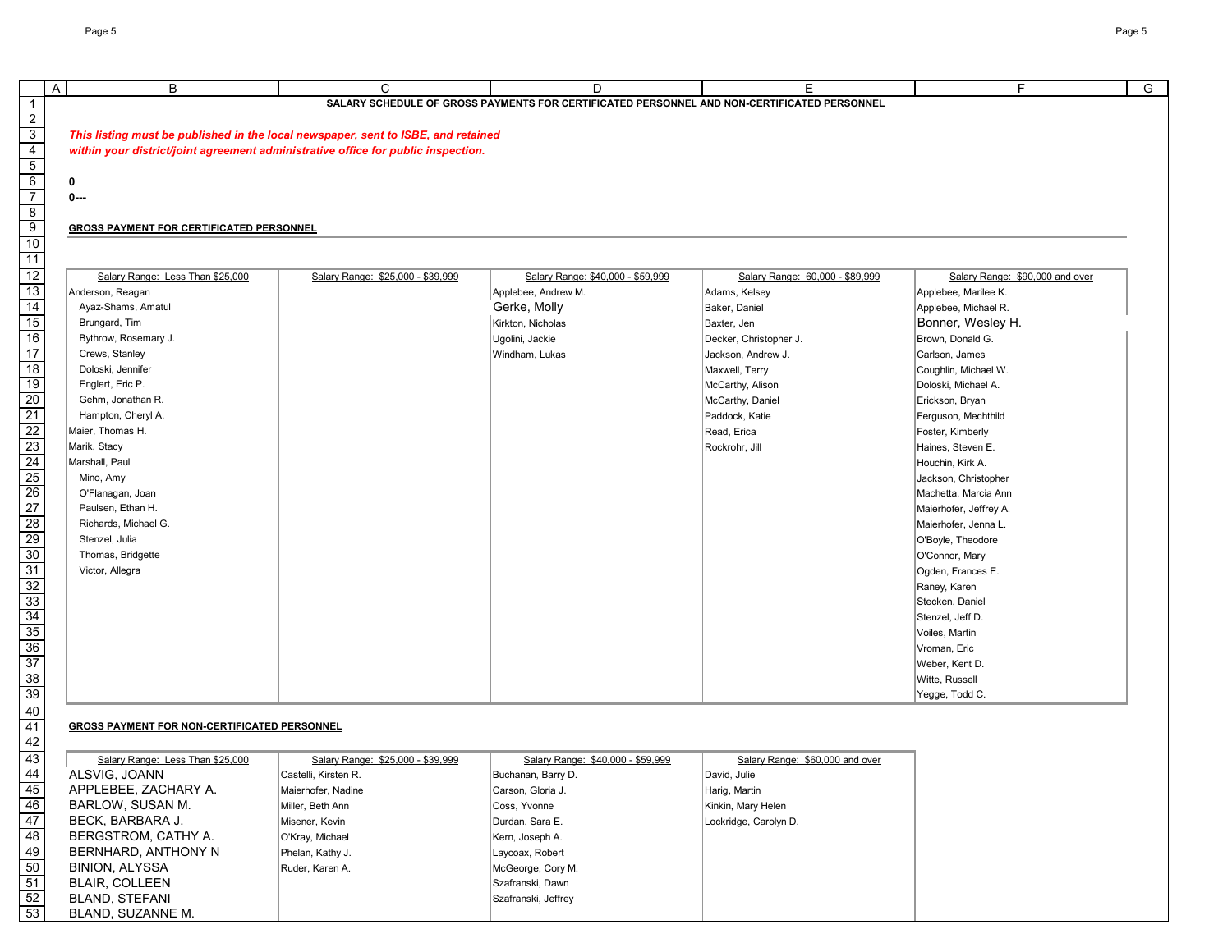**SALARY SCHEDULE OF GROSS PAYMENTS FOR CERTIFICATED PERSONNEL AND NON-CERTIFICATED PERSONNEL**

***This listing must be published in the local newspaper, sent to ISBE, and retained within your district/joint agreement administrative office for public inspection.***

**0**

**0---**

**GROSS PAYMENT FOR CERTIFICATED PERSONNEL**

| Salary Range: Less Than $25,000 | Salary Range: $25,000 - $39,999 | Salary Range: $40,000 - $59,999 | Salary Range: 60,000 - $89,999 | Salary Range: $90,000 and over |
|---|---|---|---|---|
| Anderson, Reagan | | Applebee, Andrew M. | Adams, Kelsey | Applebee, Marilee K. |
| Ayaz-Shams, Amatul | | Gerke, Molly | Baker, Daniel | Applebee, Michael R. |
| Brungard, Tim | | Kirkton, Nicholas | Baxter, Jen | Bonner, Wesley H. |
| Bythrow, Rosemary J. | | Ugolini, Jackie | Decker, Christopher J. | Brown, Donald G. |
| Crews, Stanley | | Windham, Lukas | Jackson, Andrew J. | Carlson, James |
| Doloski, Jennifer | | | Maxwell, Terry | Coughlin, Michael W. |
| Englert, Eric P. | | | McCarthy, Alison | Doloski, Michael A. |
| Gehm, Jonathan R. | | | McCarthy, Daniel | Erickson, Bryan |
| Hampton, Cheryl A. | | | Paddock, Katie | Ferguson, Mechthild |
| Maier, Thomas H. | | | Read, Erica | Foster, Kimberly |
| Marik, Stacy | | | Rockrohr, Jill | Haines, Steven E. |
| Marshall, Paul | | | | Houchin, Kirk A. |
| Mino, Amy | | | | Jackson, Christopher |
| O'Flanagan, Joan | | | | Machetta, Marcia Ann |
| Paulsen, Ethan H. | | | | Maierhofer, Jeffrey A. |
| Richards, Michael G. | | | | Maierhofer, Jenna L. |
| Stenzel, Julia | | | | O'Boyle, Theodore |
| Thomas, Bridgette | | | | O'Connor, Mary |
| Victor, Allegra | | | | Ogden, Frances E. |
| | | | | Raney, Karen |
| | | | | Stecken, Daniel |
| | | | | Stenzel, Jeff D. |
| | | | | Voiles, Martin |
| | | | | Vroman, Eric |
| | | | | Weber, Kent D. |
| | | | | Witte, Russell |
| | | | | Yegge, Todd C. |

**GROSS PAYMENT FOR NON-CERTIFICATED PERSONNEL**

| Salary Range: Less Than $25,000 | Salary Range: $25,000 - $39,999 | Salary Range: $40,000 - $59,999 | Salary Range: $60,000 and over |
|---|---|---|---|
| ALSVIG, JOANN | Castelli, Kirsten R. | Buchanan, Barry D. | David, Julie |
| APPLEBEE, ZACHARY A. | Maierhofer, Nadine | Carson, Gloria J. | Harig, Martin |
| BARLOW, SUSAN M. | Miller, Beth Ann | Coss, Yvonne | Kinkin, Mary Helen |
| BECK, BARBARA J. | Misener, Kevin | Durdan, Sara E. | Lockridge, Carolyn D. |
| BERGSTROM, CATHY A. | O'Kray, Michael | Kern, Joseph A. | |
| BERNHARD, ANTHONY N | Phelan, Kathy J. | Laycoax, Robert | |
| BINION, ALYSSA | Ruder, Karen A. | McGeorge, Cory M. | |
| BLAIR, COLLEEN | | Szafranski, Dawn | |
| BLAND, STEFANI | | Szafranski, Jeffrey | |
| BLAND, SUZANNE M. | | | |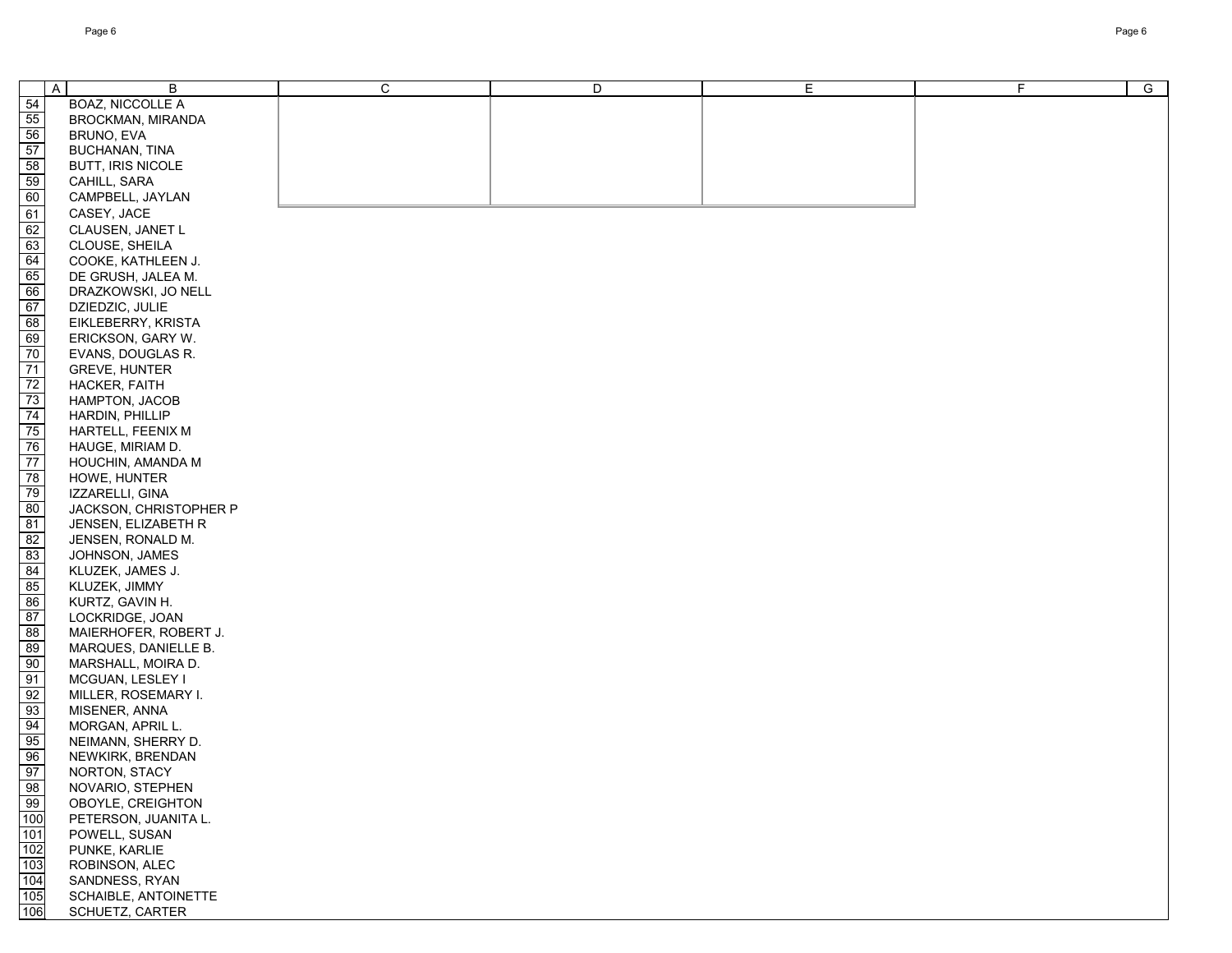| | A | B | C | D | E | F | G |
|---|---|---|---|---|---|---|---|
| 54 | | BOAZ, NICCOLLE A | | | | | |
| 55 | | BROCKMAN, MIRANDA | | | | | |
| 56 | | BRUNO, EVA | | | | | |
| 57 | | BUCHANAN, TINA | | | | | |
| 58 | | BUTT, IRIS NICOLE | | | | | |
| 59 | | CAHILL, SARA | | | | | |
| 60 | | CAMPBELL, JAYLAN | | | | | |
| 61 | | CASEY, JACE | | | | | |
| 62 | | CLAUSEN, JANET L | | | | | |
| 63 | | CLOUSE, SHEILA | | | | | |
| 64 | | COOKE, KATHLEEN J. | | | | | |
| 65 | | DE GRUSH, JALEA M. | | | | | |
| 66 | | DRAZKOWSKI, JO NELL | | | | | |
| 67 | | DZIEDZIC, JULIE | | | | | |
| 68 | | EIKLEBERRY, KRISTA | | | | | |
| 69 | | ERICKSON, GARY W. | | | | | |
| 70 | | EVANS, DOUGLAS R. | | | | | |
| 71 | | GREVE, HUNTER | | | | | |
| 72 | | HACKER, FAITH | | | | | |
| 73 | | HAMPTON, JACOB | | | | | |
| 74 | | HARDIN, PHILLIP | | | | | |
| 75 | | HARTELL, FEENIX M | | | | | |
| 76 | | HAUGE, MIRIAM D. | | | | | |
| 77 | | HOUCHIN, AMANDA M | | | | | |
| 78 | | HOWE, HUNTER | | | | | |
| 79 | | IZZARELLI, GINA | | | | | |
| 80 | | JACKSON, CHRISTOPHER P | | | | | |
| 81 | | JENSEN, ELIZABETH R | | | | | |
| 82 | | JENSEN, RONALD M. | | | | | |
| 83 | | JOHNSON, JAMES | | | | | |
| 84 | | KLUZEK, JAMES J. | | | | | |
| 85 | | KLUZEK, JIMMY | | | | | |
| 86 | | KURTZ, GAVIN H. | | | | | |
| 87 | | LOCKRIDGE, JOAN | | | | | |
| 88 | | MAIERHOFER, ROBERT J. | | | | | |
| 89 | | MARQUES, DANIELLE B. | | | | | |
| 90 | | MARSHALL, MOIRA D. | | | | | |
| 91 | | MCGUAN, LESLEY I | | | | | |
| 92 | | MILLER, ROSEMARY I. | | | | | |
| 93 | | MISENER, ANNA | | | | | |
| 94 | | MORGAN, APRIL L. | | | | | |
| 95 | | NEIMANN, SHERRY D. | | | | | |
| 96 | | NEWKIRK, BRENDAN | | | | | |
| 97 | | NORTON, STACY | | | | | |
| 98 | | NOVARIO, STEPHEN | | | | | |
| 99 | | OBOYLE, CREIGHTON | | | | | |
| 100 | | PETERSON, JUANITA L. | | | | | |
| 101 | | POWELL, SUSAN | | | | | |
| 102 | | PUNKE, KARLIE | | | | | |
| 103 | | ROBINSON, ALEC | | | | | |
| 104 | | SANDNESS, RYAN | | | | | |
| 105 | | SCHAIBLE, ANTOINETTE | | | | | |
| 106 | | SCHUETZ, CARTER | | | | | |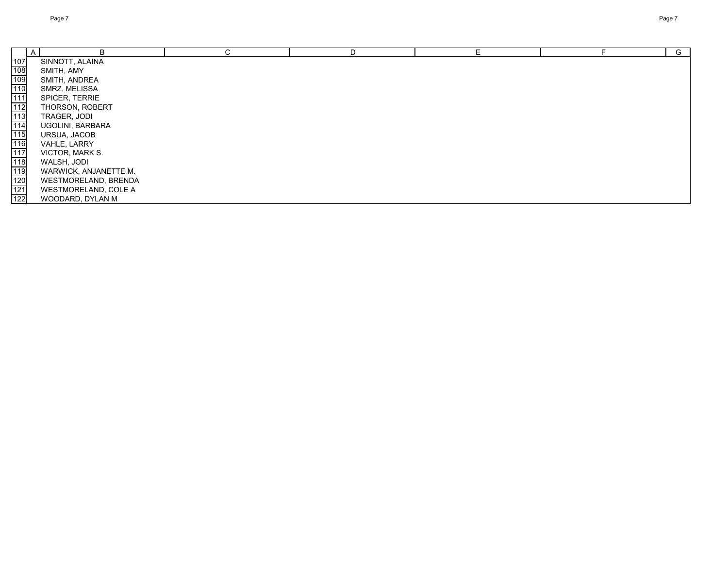| | A | B | C | D | E | F | G |
|---|---|---|---|---|---|---|---|
| 107 | | SINNOTT, ALAINA | | | | | |
| 108 | | SMITH, AMY | | | | | |
| 109 | | SMITH, ANDREA | | | | | |
| 110 | | SMRZ, MELISSA | | | | | |
| 111 | | SPICER, TERRIE | | | | | |
| 112 | | THORSON, ROBERT | | | | | |
| 113 | | TRAGER, JODI | | | | | |
| 114 | | UGOLINI, BARBARA | | | | | |
| 115 | | URSUA, JACOB | | | | | |
| 116 | | VAHLE, LARRY | | | | | |
| 117 | | VICTOR, MARK S. | | | | | |
| 118 | | WALSH, JODI | | | | | |
| 119 | | WARWICK, ANJANETTE M. | | | | | |
| 120 | | WESTMORELAND, BRENDA | | | | | |
| 121 | | WESTMORELAND, COLE A | | | | | |
| 122 | | WOODARD, DYLAN M | | | | | |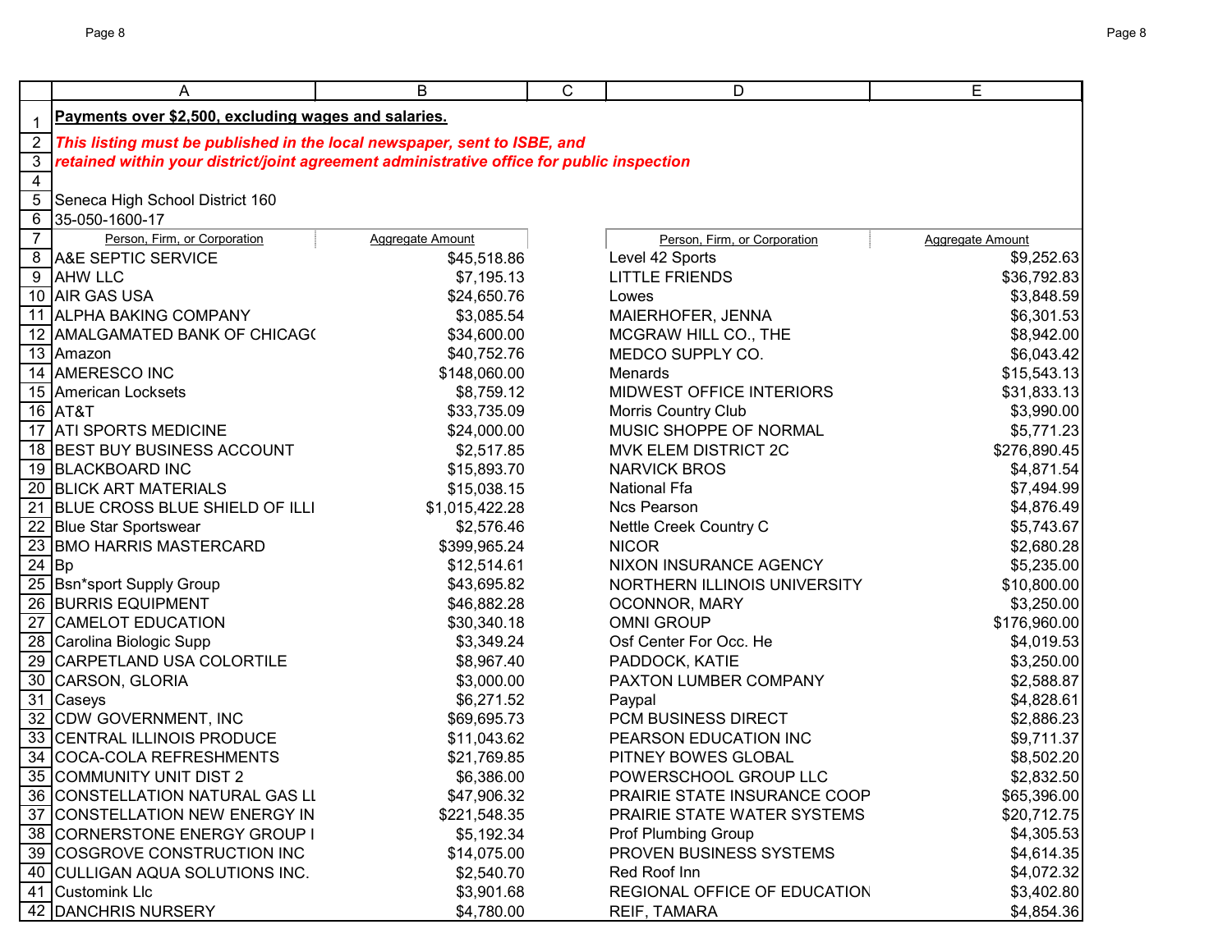**Payments over $2,500, excluding wages and salaries.**

***This listing must be published in the local newspaper, sent to ISBE, and retained within your district/joint agreement administrative office for public inspection***

Seneca High School District 160
35-050-1600-17

| Person, Firm, or Corporation | Aggregate Amount | Person, Firm, or Corporation | Aggregate Amount |
|---|---|---|---|
| A&E SEPTIC SERVICE | $45,518.86 | Level 42 Sports | $9,252.63 |
| AHW LLC | $7,195.13 | LITTLE FRIENDS | $36,792.83 |
| AIR GAS USA | $24,650.76 | Lowes | $3,848.59 |
| ALPHA BAKING COMPANY | $3,085.54 | MAIERHOFER, JENNA | $6,301.53 |
| AMALGAMATED BANK OF CHICAG( | $34,600.00 | MCGRAW HILL CO., THE | $8,942.00 |
| Amazon | $40,752.76 | MEDCO SUPPLY CO. | $6,043.42 |
| AMERESCO INC | $148,060.00 | Menards | $15,543.13 |
| American Locksets | $8,759.12 | MIDWEST OFFICE INTERIORS | $31,833.13 |
| AT&T | $33,735.09 | Morris Country Club | $3,990.00 |
| ATI SPORTS MEDICINE | $24,000.00 | MUSIC SHOPPE OF NORMAL | $5,771.23 |
| BEST BUY BUSINESS ACCOUNT | $2,517.85 | MVK ELEM DISTRICT 2C | $276,890.45 |
| BLACKBOARD INC | $15,893.70 | NARVICK BROS | $4,871.54 |
| BLICK ART MATERIALS | $15,038.15 | National Ffa | $7,494.99 |
| BLUE CROSS BLUE SHIELD OF ILLI | $1,015,422.28 | Ncs Pearson | $4,876.49 |
| Blue Star Sportswear | $2,576.46 | Nettle Creek Country C | $5,743.67 |
| BMO HARRIS MASTERCARD | $399,965.24 | NICOR | $2,680.28 |
| Bp | $12,514.61 | NIXON INSURANCE AGENCY | $5,235.00 |
| Bsn*sport Supply Group | $43,695.82 | NORTHERN ILLINOIS UNIVERSITY | $10,800.00 |
| BURRIS EQUIPMENT | $46,882.28 | OCONNOR, MARY | $3,250.00 |
| CAMELOT EDUCATION | $30,340.18 | OMNI GROUP | $176,960.00 |
| Carolina Biologic Supp | $3,349.24 | Osf Center For Occ. He | $4,019.53 |
| CARPETLAND USA COLORTILE | $8,967.40 | PADDOCK, KATIE | $3,250.00 |
| CARSON, GLORIA | $3,000.00 | PAXTON LUMBER COMPANY | $2,588.87 |
| Caseys | $6,271.52 | Paypal | $4,828.61 |
| CDW GOVERNMENT, INC | $69,695.73 | PCM BUSINESS DIRECT | $2,886.23 |
| CENTRAL ILLINOIS PRODUCE | $11,043.62 | PEARSON EDUCATION INC | $9,711.37 |
| COCA-COLA REFRESHMENTS | $21,769.85 | PITNEY BOWES GLOBAL | $8,502.20 |
| COMMUNITY UNIT DIST 2 | $6,386.00 | POWERSCHOOL GROUP LLC | $2,832.50 |
| CONSTELLATION NATURAL GAS LL | $47,906.32 | PRAIRIE STATE INSURANCE COOP | $65,396.00 |
| CONSTELLATION NEW ENERGY IN | $221,548.35 | PRAIRIE STATE WATER SYSTEMS | $20,712.75 |
| CORNERSTONE ENERGY GROUP I | $5,192.34 | Prof Plumbing Group | $4,305.53 |
| COSGROVE CONSTRUCTION INC | $14,075.00 | PROVEN BUSINESS SYSTEMS | $4,614.35 |
| CULLIGAN AQUA SOLUTIONS INC. | $2,540.70 | Red Roof Inn | $4,072.32 |
| Customink Llc | $3,901.68 | REGIONAL OFFICE OF EDUCATION | $3,402.80 |
| DANCHRIS NURSERY | $4,780.00 | REIF, TAMARA | $4,854.36 |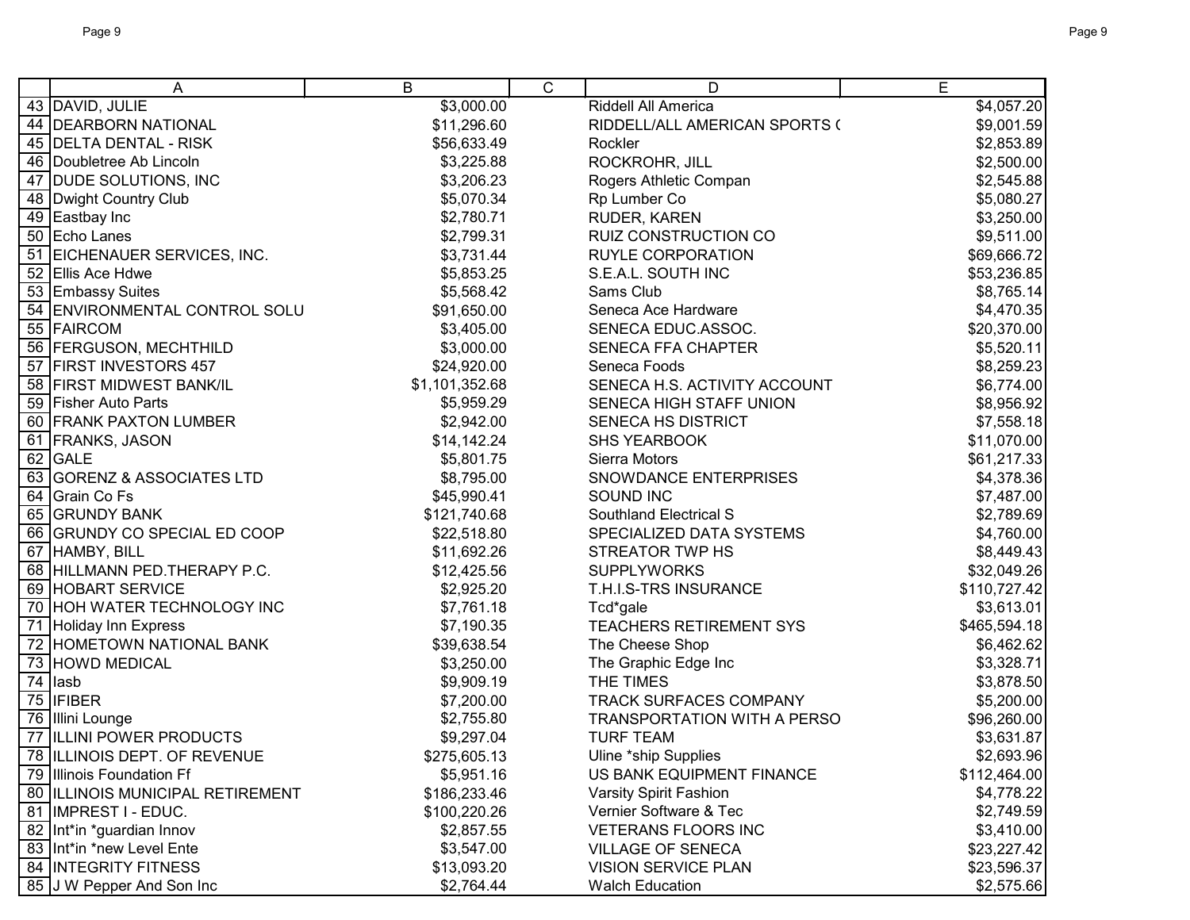| | A | B | C | D | E |
|---|---|---|---|---|---|
| 43 | DAVID, JULIE | $3,000.00 | | Riddell All America | $4,057.20 |
| 44 | DEARBORN NATIONAL | $11,296.60 | | RIDDELL/ALL AMERICAN SPORTS ( | $9,001.59 |
| 45 | DELTA DENTAL - RISK | $56,633.49 | | Rockler | $2,853.89 |
| 46 | Doubletree Ab Lincoln | $3,225.88 | | ROCKROHR, JILL | $2,500.00 |
| 47 | DUDE SOLUTIONS, INC | $3,206.23 | | Rogers Athletic Compan | $2,545.88 |
| 48 | Dwight Country Club | $5,070.34 | | Rp Lumber Co | $5,080.27 |
| 49 | Eastbay Inc | $2,780.71 | | RUDER, KAREN | $3,250.00 |
| 50 | Echo Lanes | $2,799.31 | | RUIZ CONSTRUCTION CO | $9,511.00 |
| 51 | EICHENAUER SERVICES, INC. | $3,731.44 | | RUYLE CORPORATION | $69,666.72 |
| 52 | Ellis Ace Hdwe | $5,853.25 | | S.E.A.L. SOUTH INC | $53,236.85 |
| 53 | Embassy Suites | $5,568.42 | | Sams Club | $8,765.14 |
| 54 | ENVIRONMENTAL CONTROL SOLU | $91,650.00 | | Seneca Ace Hardware | $4,470.35 |
| 55 | FAIRCOM | $3,405.00 | | SENECA EDUC.ASSOC. | $20,370.00 |
| 56 | FERGUSON, MECHTHILD | $3,000.00 | | SENECA FFA CHAPTER | $5,520.11 |
| 57 | FIRST INVESTORS 457 | $24,920.00 | | Seneca Foods | $8,259.23 |
| 58 | FIRST MIDWEST BANK/IL | $1,101,352.68 | | SENECA H.S. ACTIVITY ACCOUNT | $6,774.00 |
| 59 | Fisher Auto Parts | $5,959.29 | | SENECA HIGH STAFF UNION | $8,956.92 |
| 60 | FRANK PAXTON LUMBER | $2,942.00 | | SENECA HS DISTRICT | $7,558.18 |
| 61 | FRANKS, JASON | $14,142.24 | | SHS YEARBOOK | $11,070.00 |
| 62 | GALE | $5,801.75 | | Sierra Motors | $61,217.33 |
| 63 | GORENZ & ASSOCIATES LTD | $8,795.00 | | SNOWDANCE ENTERPRISES | $4,378.36 |
| 64 | Grain Co Fs | $45,990.41 | | SOUND INC | $7,487.00 |
| 65 | GRUNDY BANK | $121,740.68 | | Southland Electrical S | $2,789.69 |
| 66 | GRUNDY CO SPECIAL ED COOP | $22,518.80 | | SPECIALIZED DATA SYSTEMS | $4,760.00 |
| 67 | HAMBY, BILL | $11,692.26 | | STREATOR TWP HS | $8,449.43 |
| 68 | HILLMANN PED.THERAPY P.C. | $12,425.56 | | SUPPLYWORKS | $32,049.26 |
| 69 | HOBART SERVICE | $2,925.20 | | T.H.I.S-TRS INSURANCE | $110,727.42 |
| 70 | HOH WATER TECHNOLOGY INC | $7,761.18 | | Tcd*gale | $3,613.01 |
| 71 | Holiday Inn Express | $7,190.35 | | TEACHERS RETIREMENT SYS | $465,594.18 |
| 72 | HOMETOWN NATIONAL BANK | $39,638.54 | | The Cheese Shop | $6,462.62 |
| 73 | HOWD MEDICAL | $3,250.00 | | The Graphic Edge Inc | $3,328.71 |
| 74 | Iasb | $9,909.19 | | THE TIMES | $3,878.50 |
| 75 | IFIBER | $7,200.00 | | TRACK SURFACES COMPANY | $5,200.00 |
| 76 | Illini Lounge | $2,755.80 | | TRANSPORTATION WITH A PERSO | $96,260.00 |
| 77 | ILLINI POWER PRODUCTS | $9,297.04 | | TURF TEAM | $3,631.87 |
| 78 | ILLINOIS DEPT. OF REVENUE | $275,605.13 | | Uline *ship Supplies | $2,693.96 |
| 79 | Illinois Foundation Ff | $5,951.16 | | US BANK EQUIPMENT FINANCE | $112,464.00 |
| 80 | ILLINOIS MUNICIPAL RETIREMENT | $186,233.46 | | Varsity Spirit Fashion | $4,778.22 |
| 81 | IMPREST I - EDUC. | $100,220.26 | | Vernier Software & Tec | $2,749.59 |
| 82 | Int*in *guardian Innov | $2,857.55 | | VETERANS FLOORS INC | $3,410.00 |
| 83 | Int*in *new Level Ente | $3,547.00 | | VILLAGE OF SENECA | $23,227.42 |
| 84 | INTEGRITY FITNESS | $13,093.20 | | VISION SERVICE PLAN | $23,596.37 |
| 85 | J W Pepper And Son Inc | $2,764.44 | | Walch Education | $2,575.66 |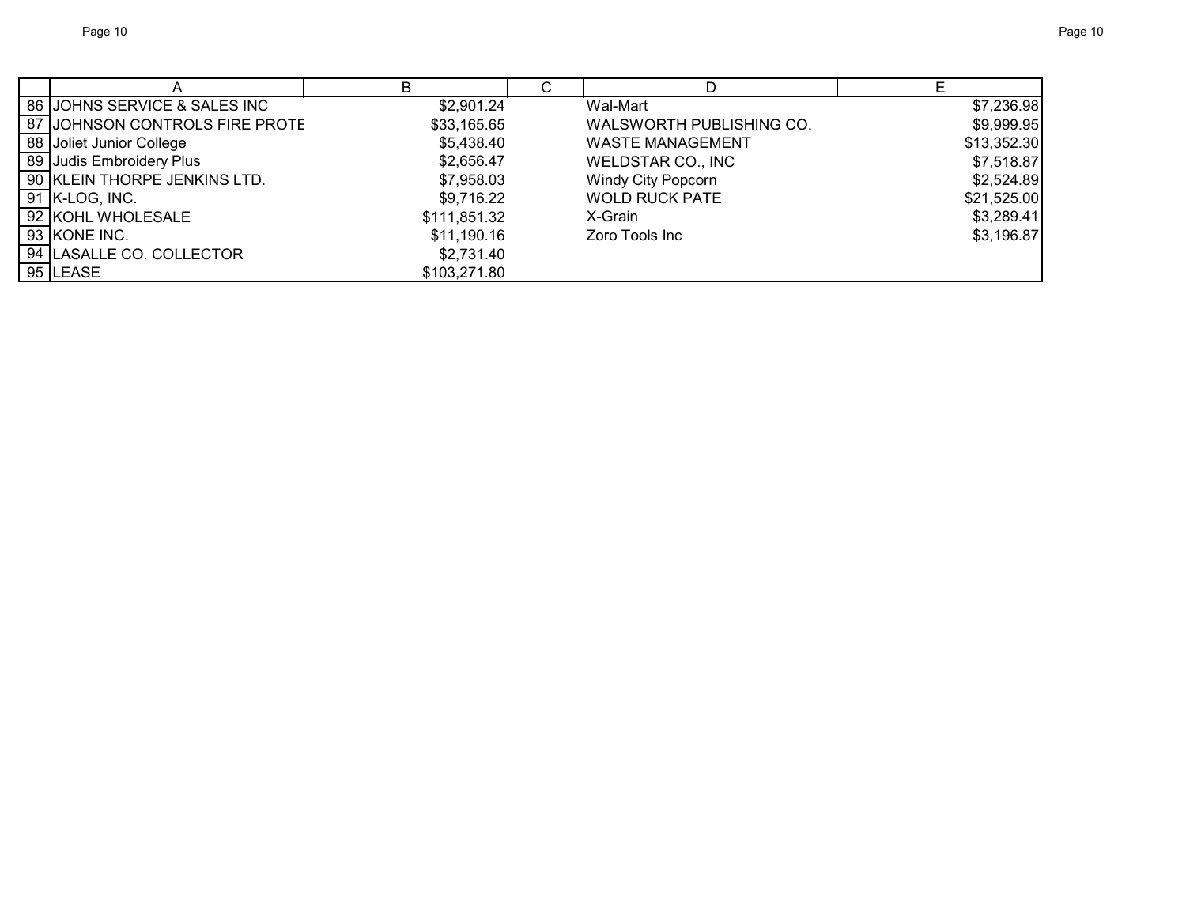| | A | B | C | D | E |
|---|---|---|---|---|---|
| 86 | JOHNS SERVICE & SALES INC | $2,901.24 | | Wal-Mart | $7,236.98 |
| 87 | JOHNSON CONTROLS FIRE PROTE | $33,165.65 | | WALSWORTH PUBLISHING CO. | $9,999.95 |
| 88 | Joliet Junior College | $5,438.40 | | WASTE MANAGEMENT | $13,352.30 |
| 89 | Judis Embroidery Plus | $2,656.47 | | WELDSTAR CO., INC | $7,518.87 |
| 90 | KLEIN THORPE JENKINS LTD. | $7,958.03 | | Windy City Popcorn | $2,524.89 |
| 91 | K-LOG, INC. | $9,716.22 | | WOLD RUCK PATE | $21,525.00 |
| 92 | KOHL WHOLESALE | $111,851.32 | | X-Grain | $3,289.41 |
| 93 | KONE INC. | $11,190.16 | | Zoro Tools Inc | $3,196.87 |
| 94 | LASALLE CO. COLLECTOR | $2,731.40 | | | |
| 95 | LEASE | $103,271.80 | | | |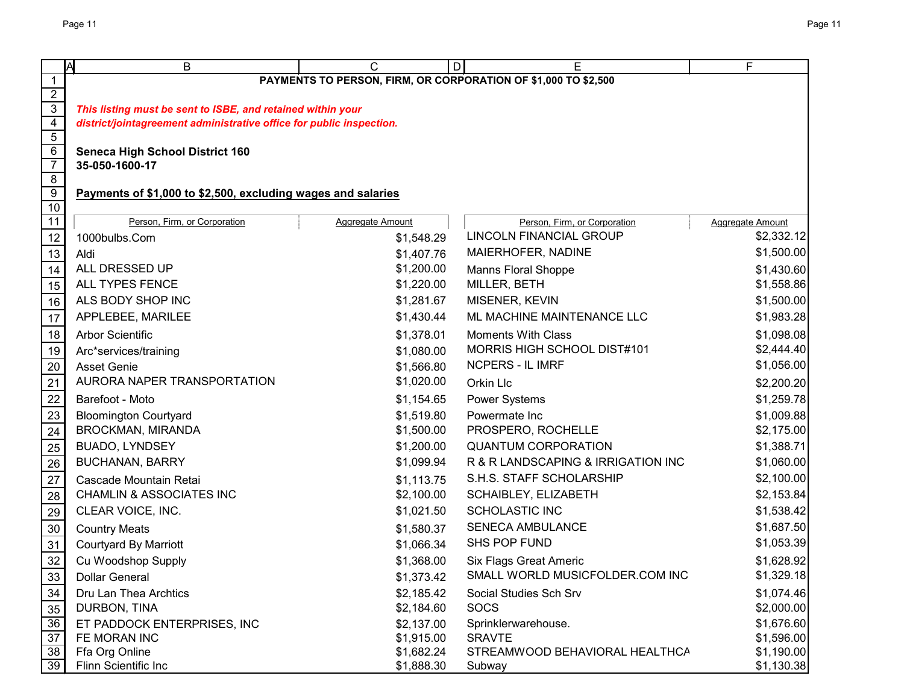**PAYMENTS TO PERSON, FIRM, OR CORPORATION OF $1,000 TO $2,500**

***This listing must be sent to ISBE, and retained within your district/jointagreement administrative office for public inspection.***

**Seneca High School District 160**
**35-050-1600-17**

**Payments of $1,000 to $2,500, excluding wages and salaries**

| Person, Firm, or Corporation | Aggregate Amount | Person, Firm, or Corporation | Aggregate Amount |
|---|---|---|---|
| 1000bulbs.Com | $1,548.29 | LINCOLN FINANCIAL GROUP | $2,332.12 |
| Aldi | $1,407.76 | MAIERHOFER, NADINE | $1,500.00 |
| ALL DRESSED UP | $1,200.00 | Manns Floral Shoppe | $1,430.60 |
| ALL TYPES FENCE | $1,220.00 | MILLER, BETH | $1,558.86 |
| ALS BODY SHOP INC | $1,281.67 | MISENER, KEVIN | $1,500.00 |
| APPLEBEE, MARILEE | $1,430.44 | ML MACHINE MAINTENANCE LLC | $1,983.28 |
| Arbor Scientific | $1,378.01 | Moments With Class | $1,098.08 |
| Arc*services/training | $1,080.00 | MORRIS HIGH SCHOOL DIST#101 | $2,444.40 |
| Asset Genie | $1,566.80 | NCPERS - IL IMRF | $1,056.00 |
| AURORA NAPER TRANSPORTATION | $1,020.00 | Orkin Llc | $2,200.20 |
| Barefoot - Moto | $1,154.65 | Power Systems | $1,259.78 |
| Bloomington Courtyard | $1,519.80 | Powermate Inc | $1,009.88 |
| BROCKMAN, MIRANDA | $1,500.00 | PROSPERO, ROCHELLE | $2,175.00 |
| BUADO, LYNDSEY | $1,200.00 | QUANTUM CORPORATION | $1,388.71 |
| BUCHANAN, BARRY | $1,099.94 | R & R LANDSCAPING & IRRIGATION INC | $1,060.00 |
| Cascade Mountain Retai | $1,113.75 | S.H.S. STAFF SCHOLARSHIP | $2,100.00 |
| CHAMLIN & ASSOCIATES INC | $2,100.00 | SCHAIBLEY, ELIZABETH | $2,153.84 |
| CLEAR VOICE, INC. | $1,021.50 | SCHOLASTIC INC | $1,538.42 |
| Country Meats | $1,580.37 | SENECA AMBULANCE | $1,687.50 |
| Courtyard By Marriott | $1,066.34 | SHS POP FUND | $1,053.39 |
| Cu Woodshop Supply | $1,368.00 | Six Flags Great Americ | $1,628.92 |
| Dollar General | $1,373.42 | SMALL WORLD MUSICFOLDER.COM INC | $1,329.18 |
| Dru Lan Thea Archtics | $2,185.42 | Social Studies Sch Srv | $1,074.46 |
| DURBON, TINA | $2,184.60 | SOCS | $2,000.00 |
| ET PADDOCK ENTERPRISES, INC | $2,137.00 | Sprinklerwarehouse. | $1,676.60 |
| FE MORAN INC | $1,915.00 | SRAVTE | $1,596.00 |
| Ffa Org Online | $1,682.24 | STREAMWOOD BEHAVIORAL HEALTHCA | $1,190.00 |
| Flinn Scientific Inc | $1,888.30 | Subway | $1,130.38 |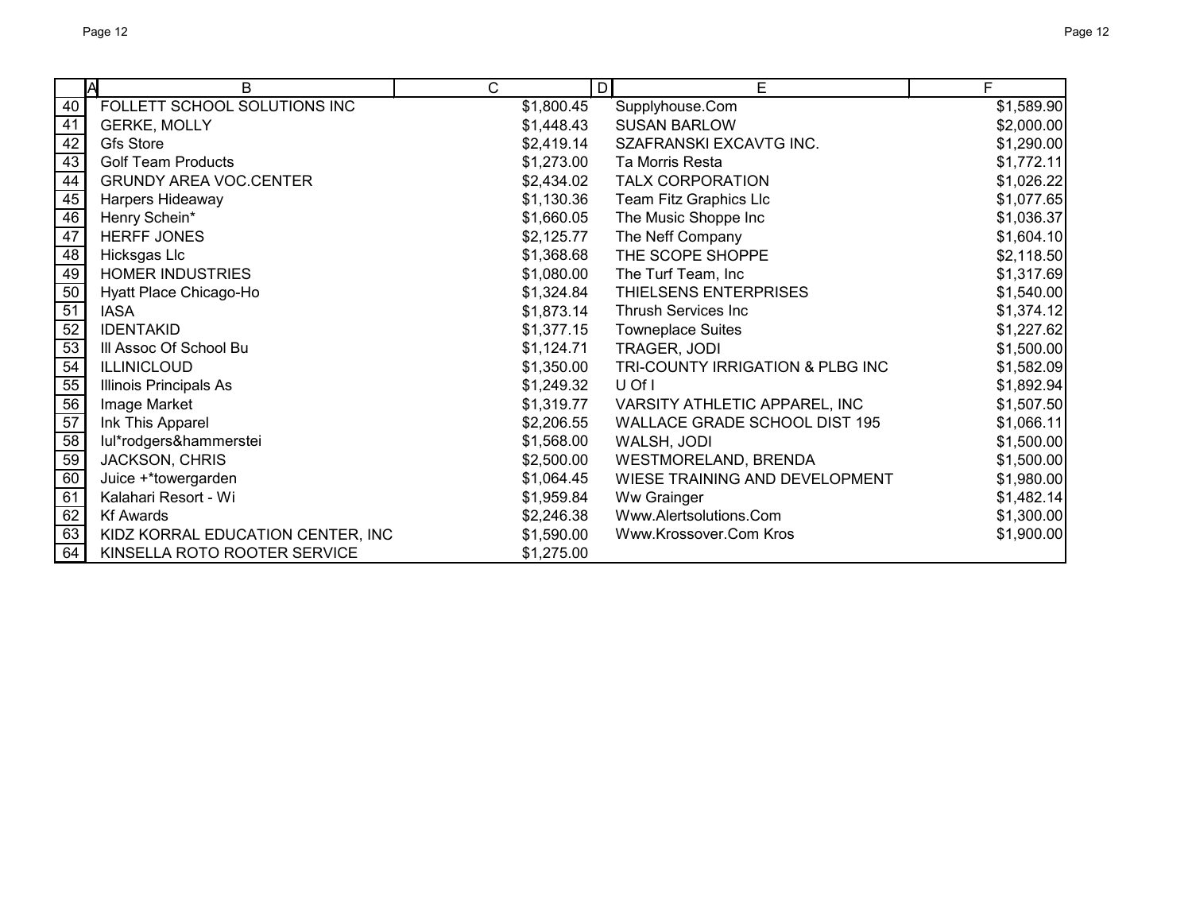| | A | B | C | D | E | F |
|---|---|---|---|---|---|---|
| 40 | | FOLLETT SCHOOL SOLUTIONS INC | $1,800.45 | | Supplyhouse.Com | $1,589.90 |
| 41 | | GERKE, MOLLY | $1,448.43 | | SUSAN BARLOW | $2,000.00 |
| 42 | | Gfs Store | $2,419.14 | | SZAFRANSKI EXCAVTG INC. | $1,290.00 |
| 43 | | Golf Team Products | $1,273.00 | | Ta Morris Resta | $1,772.11 |
| 44 | | GRUNDY AREA VOC.CENTER | $2,434.02 | | TALX CORPORATION | $1,026.22 |
| 45 | | Harpers Hideaway | $1,130.36 | | Team Fitz Graphics Llc | $1,077.65 |
| 46 | | Henry Schein* | $1,660.05 | | The Music Shoppe Inc | $1,036.37 |
| 47 | | HERFF JONES | $2,125.77 | | The Neff Company | $1,604.10 |
| 48 | | Hicksgas Llc | $1,368.68 | | THE SCOPE SHOPPE | $2,118.50 |
| 49 | | HOMER INDUSTRIES | $1,080.00 | | The Turf Team, Inc | $1,317.69 |
| 50 | | Hyatt Place Chicago-Ho | $1,324.84 | | THIELSENS ENTERPRISES | $1,540.00 |
| 51 | | IASA | $1,873.14 | | Thrush Services Inc | $1,374.12 |
| 52 | | IDENTAKID | $1,377.15 | | Towneplace Suites | $1,227.62 |
| 53 | | Ill Assoc Of School Bu | $1,124.71 | | TRAGER, JODI | $1,500.00 |
| 54 | | ILLINICLOUD | $1,350.00 | | TRI-COUNTY IRRIGATION & PLBG INC | $1,582.09 |
| 55 | | Illinois Principals As | $1,249.32 | | U Of I | $1,892.94 |
| 56 | | Image Market | $1,319.77 | | VARSITY ATHLETIC APPAREL, INC | $1,507.50 |
| 57 | | Ink This Apparel | $2,206.55 | | WALLACE GRADE SCHOOL DIST 195 | $1,066.11 |
| 58 | | Iul*rodgers&hammerstei | $1,568.00 | | WALSH, JODI | $1,500.00 |
| 59 | | JACKSON, CHRIS | $2,500.00 | | WESTMORELAND, BRENDA | $1,500.00 |
| 60 | | Juice +*towergarden | $1,064.45 | | WIESE TRAINING AND DEVELOPMENT | $1,980.00 |
| 61 | | Kalahari Resort - Wi | $1,959.84 | | Ww Grainger | $1,482.14 |
| 62 | | Kf Awards | $2,246.38 | | Www.Alertsolutions.Com | $1,300.00 |
| 63 | | KIDZ KORRAL EDUCATION CENTER, INC | $1,590.00 | | Www.Krossover.Com Kros | $1,900.00 |
| 64 | | KINSELLA ROTO ROOTER SERVICE | $1,275.00 | | | |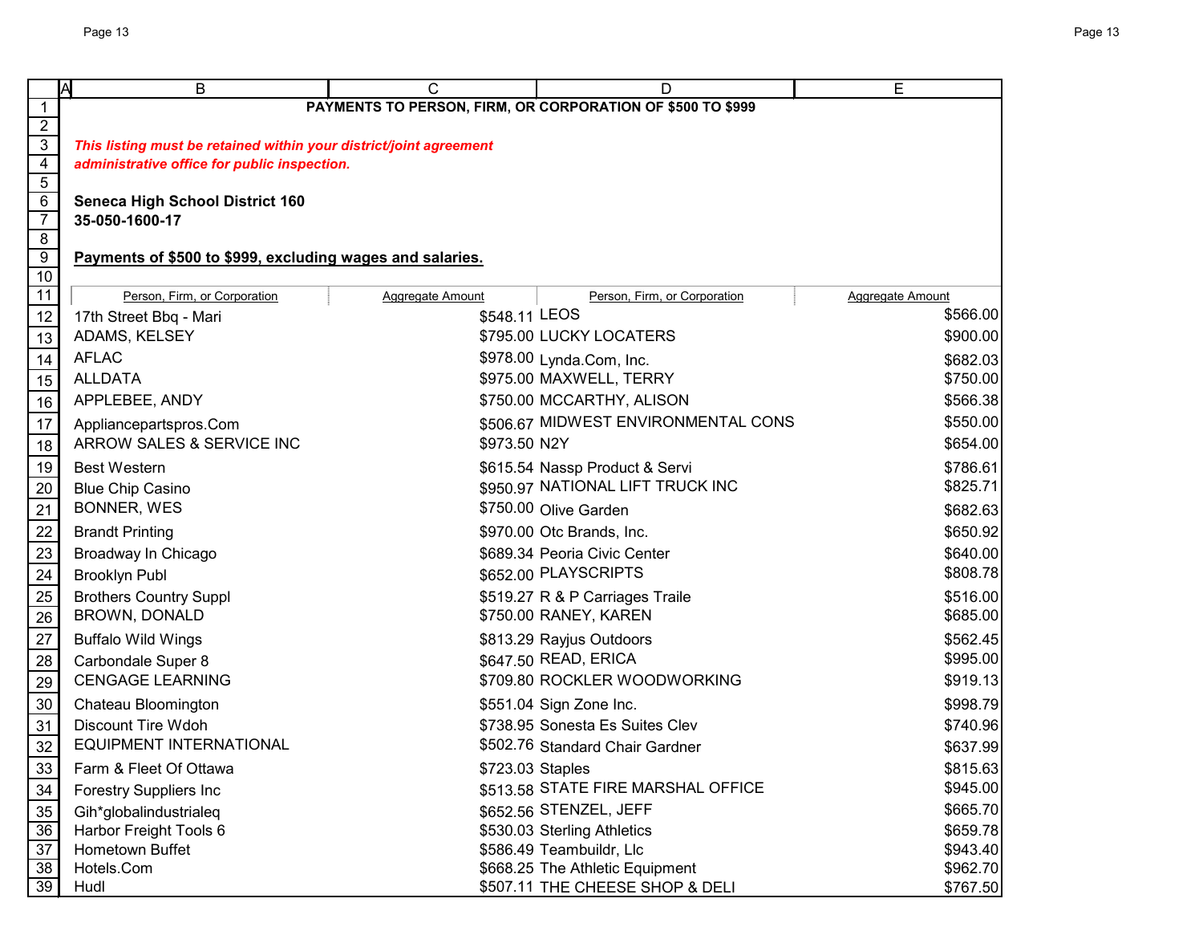**PAYMENTS TO PERSON, FIRM, OR CORPORATION OF $500 TO $999**

***This listing must be retained within your district/joint agreement administrative office for public inspection.***

**Seneca High School District 160**
**35-050-1600-17**

**Payments of $500 to $999, excluding wages and salaries.**

| Person, Firm, or Corporation | Aggregate Amount | Person, Firm, or Corporation | Aggregate Amount |
|---|---|---|---|
| 17th Street Bbq - Mari | $548.11 | LEOS | $566.00 |
| ADAMS, KELSEY | $795.00 | LUCKY LOCATERS | $900.00 |
| AFLAC | $978.00 | Lynda.Com, Inc. | $682.03 |
| ALLDATA | $975.00 | MAXWELL, TERRY | $750.00 |
| APPLEBEE, ANDY | $750.00 | MCCARTHY, ALISON | $566.38 |
| Appliancepartspros.Com | $506.67 | MIDWEST ENVIRONMENTAL CONS | $550.00 |
| ARROW SALES & SERVICE INC | $973.50 | N2Y | $654.00 |
| Best Western | $615.54 | Nassp Product & Servi | $786.61 |
| Blue Chip Casino | $950.97 | NATIONAL LIFT TRUCK INC | $825.71 |
| BONNER, WES | $750.00 | Olive Garden | $682.63 |
| Brandt Printing | $970.00 | Otc Brands, Inc. | $650.92 |
| Broadway In Chicago | $689.34 | Peoria Civic Center | $640.00 |
| Brooklyn Publ | $652.00 | PLAYSCRIPTS | $808.78 |
| Brothers Country Suppl | $519.27 | R & P Carriages Traile | $516.00 |
| BROWN, DONALD | $750.00 | RANEY, KAREN | $685.00 |
| Buffalo Wild Wings | $813.29 | Rayjus Outdoors | $562.45 |
| Carbondale Super 8 | $647.50 | READ, ERICA | $995.00 |
| CENGAGE LEARNING | $709.80 | ROCKLER WOODWORKING | $919.13 |
| Chateau Bloomington | $551.04 | Sign Zone Inc. | $998.79 |
| Discount Tire Wdoh | $738.95 | Sonesta Es Suites Clev | $740.96 |
| EQUIPMENT INTERNATIONAL | $502.76 | Standard Chair Gardner | $637.99 |
| Farm & Fleet Of Ottawa | $723.03 | Staples | $815.63 |
| Forestry Suppliers Inc | $513.58 | STATE FIRE MARSHAL OFFICE | $945.00 |
| Gih*globalindustrialeq | $652.56 | STENZEL, JEFF | $665.70 |
| Harbor Freight Tools 6 | $530.03 | Sterling Athletics | $659.78 |
| Hometown Buffet | $586.49 | Teambuildr, Llc | $943.40 |
| Hotels.Com | $668.25 | The Athletic Equipment | $962.70 |
| Hudl | $507.11 | THE CHEESE SHOP & DELI | $767.50 |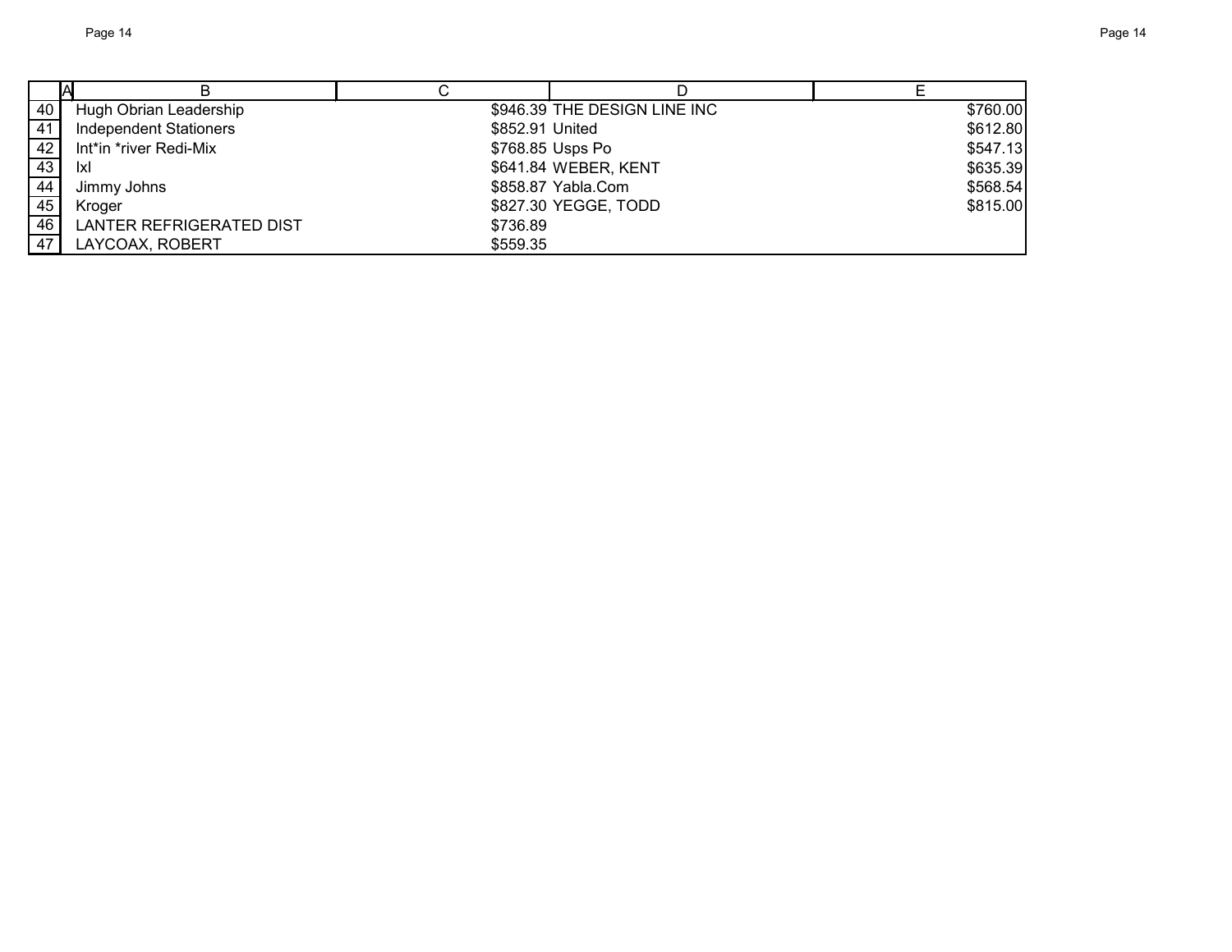| | A | B | C | D | E |
|---|---|---|---|---|---|
| 40 | | Hugh Obrian Leadership | $946.39 | THE DESIGN LINE INC | $760.00 |
| 41 | | Independent Stationers | $852.91 | United | $612.80 |
| 42 | | Int*in *river Redi-Mix | $768.85 | Usps Po | $547.13 |
| 43 | | Ixl | $641.84 | WEBER, KENT | $635.39 |
| 44 | | Jimmy Johns | $858.87 | Yabla.Com | $568.54 |
| 45 | | Kroger | $827.30 | YEGGE, TODD | $815.00 |
| 46 | | LANTER REFRIGERATED DIST | $736.89 | | |
| 47 | | LAYCOAX, ROBERT | $559.35 | | |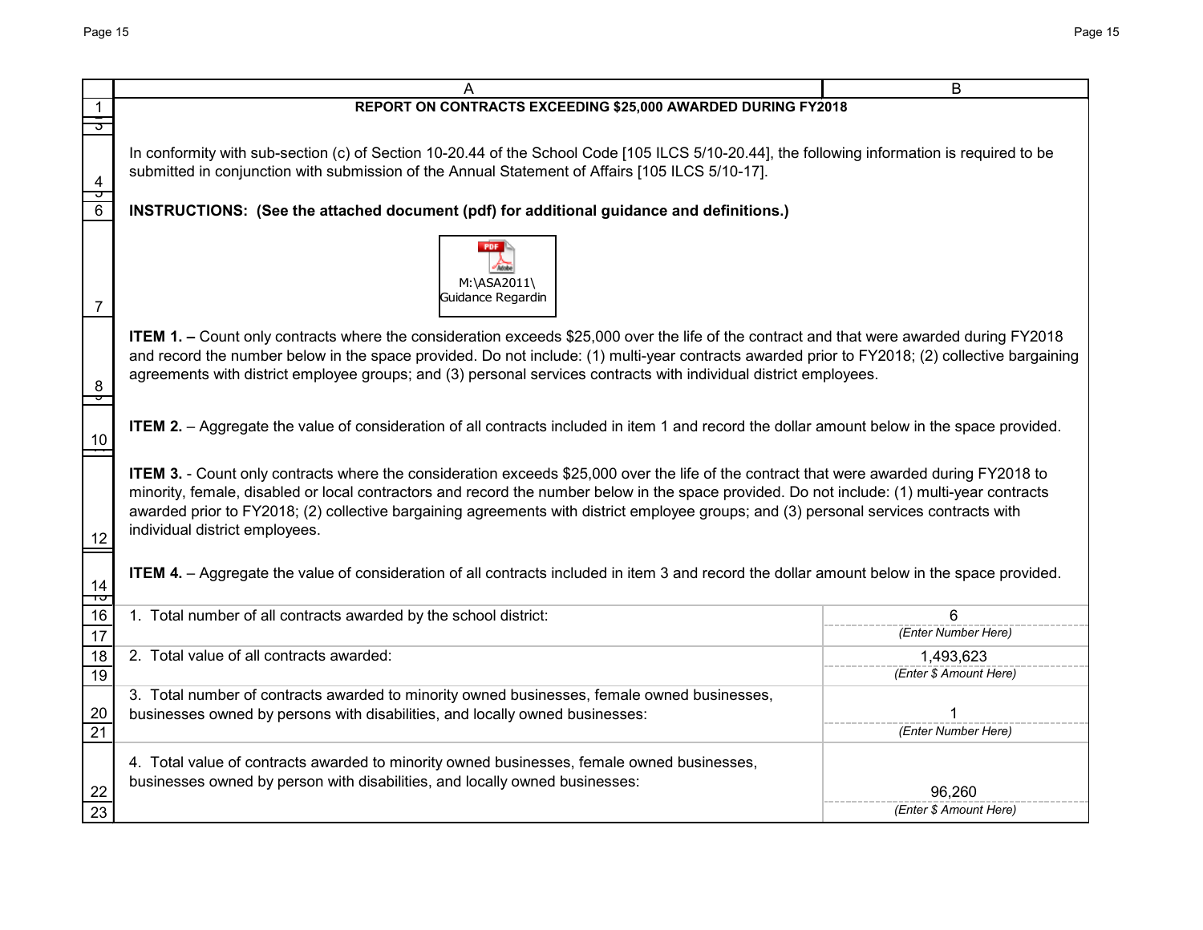# REPORT ON CONTRACTS EXCEEDING $25,000 AWARDED DURING FY2018

In conformity with sub-section (c) of Section 10-20.44 of the School Code [105 ILCS 5/10-20.44], the following information is required to be submitted in conjunction with submission of the Annual Statement of Affairs [105 ILCS 5/10-17].

**INSTRUCTIONS: (See the attached document (pdf) for additional guidance and definitions.)**

M:\ASA2011\ Guidance Regardin

**ITEM 1. –** Count only contracts where the consideration exceeds $25,000 over the life of the contract and that were awarded during FY2018 and record the number below in the space provided. Do not include: (1) multi-year contracts awarded prior to FY2018; (2) collective bargaining agreements with district employee groups; and (3) personal services contracts with individual district employees.

**ITEM 2.** – Aggregate the value of consideration of all contracts included in item 1 and record the dollar amount below in the space provided.

**ITEM 3.** - Count only contracts where the consideration exceeds $25,000 over the life of the contract that were awarded during FY2018 to minority, female, disabled or local contractors and record the number below in the space provided. Do not include: (1) multi-year contracts awarded prior to FY2018; (2) collective bargaining agreements with district employee groups; and (3) personal services contracts with individual district employees.

**ITEM 4.** – Aggregate the value of consideration of all contracts included in item 3 and record the dollar amount below in the space provided.

| | |
|---|---|
| 1. Total number of all contracts awarded by the school district: | 6 *(Enter Number Here)* |
| 2. Total value of all contracts awarded: | 1,493,623 *(Enter $ Amount Here)* |
| 3. Total number of contracts awarded to minority owned businesses, female owned businesses, businesses owned by persons with disabilities, and locally owned businesses: | 1 *(Enter Number Here)* |
| 4. Total value of contracts awarded to minority owned businesses, female owned businesses, businesses owned by person with disabilities, and locally owned businesses: | 96,260 *(Enter $ Amount Here)* |